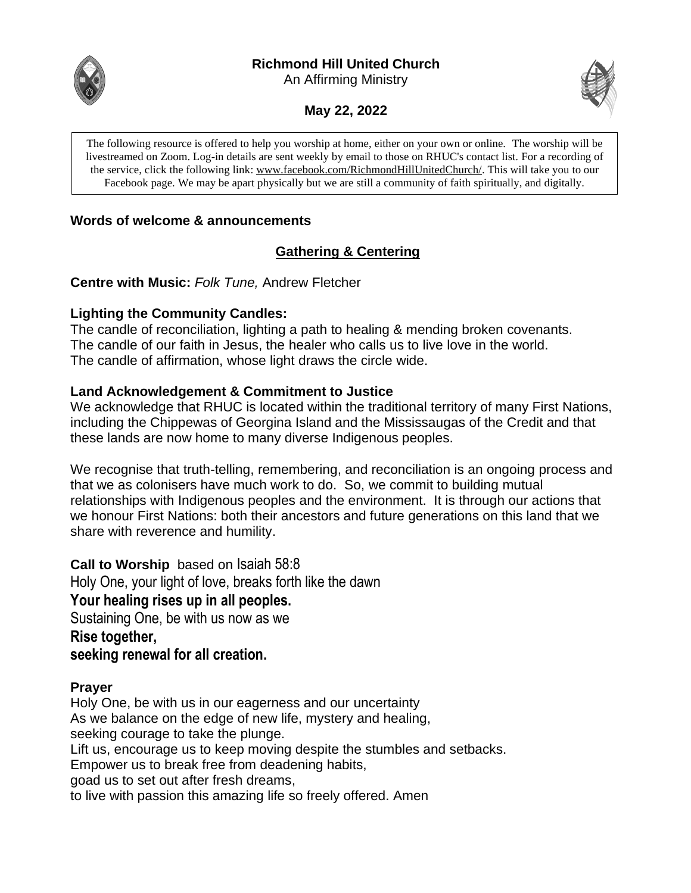# Richmond Hill United Church

An Affirming Ministry

**May 22, 2022**

The following resource is offered to help you worship at home, either on your own or online. The worship will be livestreamed on Zoom. Log-in details are sent weekly by email to those on RHUC's contact list. For a recording of the service, click the following link: www.facebook.com/RichmondHillUnitedChurch/. This will take you to our Facebook page. We may be apart physically but we are still a community of faith spiritually, and digitally.

**Words of welcome & announcements**

## Gathering & Centering

**Centre with Music:** *Folk Tune,* Andrew Fletcher

**Lighting the Community Candles:**

The candle of reconciliation, lighting a path to healing & mending broken covenants.
The candle of our faith in Jesus, the healer who calls us to live love in the world.
The candle of affirmation, whose light draws the circle wide.

**Land Acknowledgement & Commitment to Justice**

We acknowledge that RHUC is located within the traditional territory of many First Nations, including the Chippewas of Georgina Island and the Mississaugas of the Credit and that these lands are now home to many diverse Indigenous peoples.

We recognise that truth-telling, remembering, and reconciliation is an ongoing process and that we as colonisers have much work to do. So, we commit to building mutual relationships with Indigenous peoples and the environment. It is through our actions that we honour First Nations: both their ancestors and future generations on this land that we share with reverence and humility.

**Call to Worship** based on Isaiah 58:8

Holy One, your light of love, breaks forth like the dawn
**Your healing rises up in all peoples.**
Sustaining One, be with us now as we
**Rise together,**
**seeking renewal for all creation.**

**Prayer**

Holy One, be with us in our eagerness and our uncertainty
As we balance on the edge of new life, mystery and healing,
seeking courage to take the plunge.
Lift us, encourage us to keep moving despite the stumbles and setbacks.
Empower us to break free from deadening habits,
goad us to set out after fresh dreams,
to live with passion this amazing life so freely offered. Amen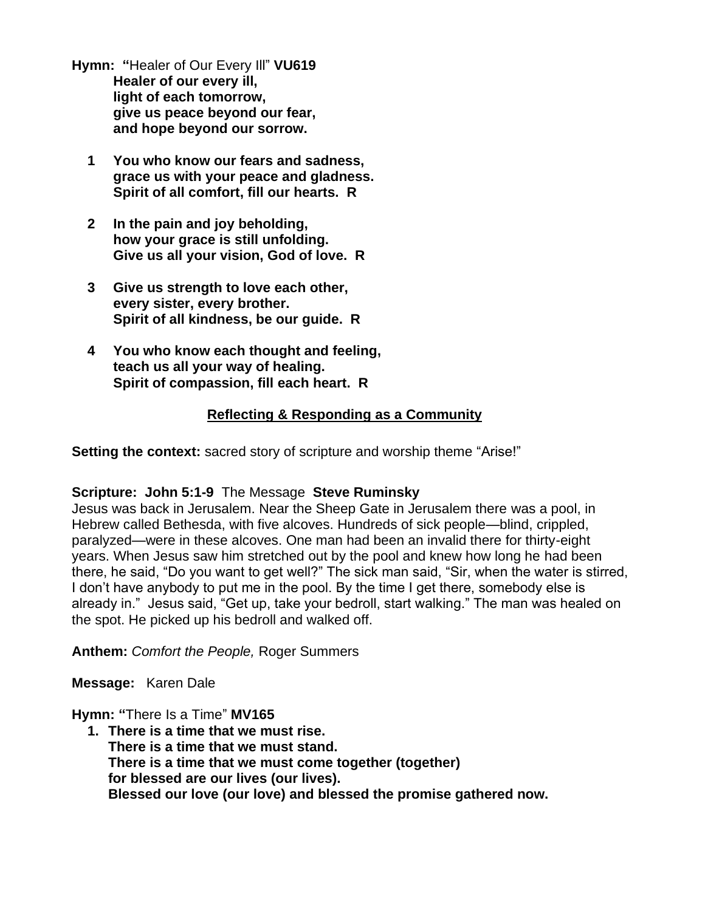**Hymn: "**Healer of Our Every Ill" **VU619**

**Healer of our every ill,**
**light of each tomorrow,**
**give us peace beyond our fear,**
**and hope beyond our sorrow.**

**1 You who know our fears and sadness,**
**grace us with your peace and gladness.**
**Spirit of all comfort, fill our hearts. R**

**2 In the pain and joy beholding,**
**how your grace is still unfolding.**
**Give us all your vision, God of love. R**

**3 Give us strength to love each other,**
**every sister, every brother.**
**Spirit of all kindness, be our guide. R**

**4 You who know each thought and feeling,**
**teach us all your way of healing.**
**Spirit of compassion, fill each heart. R**

## Reflecting & Responding as a Community

**Setting the context:** sacred story of scripture and worship theme "Arise!"

**Scripture: John 5:1-9** The Message **Steve Ruminsky**

Jesus was back in Jerusalem. Near the Sheep Gate in Jerusalem there was a pool, in Hebrew called Bethesda, with five alcoves. Hundreds of sick people—blind, crippled, paralyzed—were in these alcoves. One man had been an invalid there for thirty-eight years. When Jesus saw him stretched out by the pool and knew how long he had been there, he said, "Do you want to get well?" The sick man said, "Sir, when the water is stirred, I don't have anybody to put me in the pool. By the time I get there, somebody else is already in." Jesus said, "Get up, take your bedroll, start walking." The man was healed on the spot. He picked up his bedroll and walked off.

**Anthem:** *Comfort the People,* Roger Summers

**Message:** Karen Dale

**Hymn: "**There Is a Time" **MV165**

1. **There is a time that we must rise.**
   **There is a time that we must stand.**
   **There is a time that we must come together (together)**
   **for blessed are our lives (our lives).**
   **Blessed our love (our love) and blessed the promise gathered now.**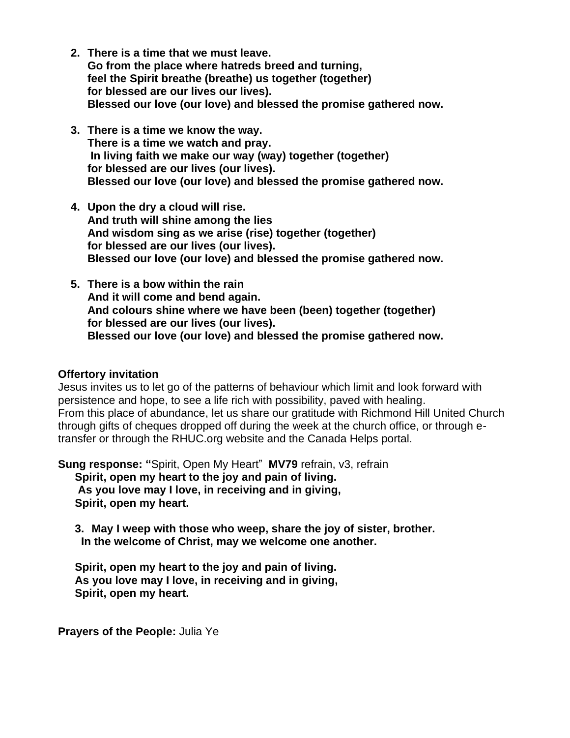2. **There is a time that we must leave.**
   **Go from the place where hatreds breed and turning,**
   **feel the Spirit breathe (breathe) us together (together)**
   **for blessed are our lives our lives).**
   **Blessed our love (our love) and blessed the promise gathered now.**

3. **There is a time we know the way.**
   **There is a time we watch and pray.**
   **In living faith we make our way (way) together (together)**
   **for blessed are our lives (our lives).**
   **Blessed our love (our love) and blessed the promise gathered now.**

4. **Upon the dry a cloud will rise.**
   **And truth will shine among the lies**
   **And wisdom sing as we arise (rise) together (together)**
   **for blessed are our lives (our lives).**
   **Blessed our love (our love) and blessed the promise gathered now.**

5. **There is a bow within the rain**
   **And it will come and bend again.**
   **And colours shine where we have been (been) together (together)**
   **for blessed are our lives (our lives).**
   **Blessed our love (our love) and blessed the promise gathered now.**

**Offertory invitation**
Jesus invites us to let go of the patterns of behaviour which limit and look forward with persistence and hope, to see a life rich with possibility, paved with healing.
From this place of abundance, let us share our gratitude with Richmond Hill United Church through gifts of cheques dropped off during the week at the church office, or through e-transfer or through the RHUC.org website and the Canada Helps portal.

**Sung response: "**Spirit, Open My Heart" **MV79** refrain, v3, refrain

**Spirit, open my heart to the joy and pain of living.**
**As you love may I love, in receiving and in giving,**
**Spirit, open my heart.**

3. **May I weep with those who weep, share the joy of sister, brother.**
   **In the welcome of Christ, may we welcome one another.**

**Spirit, open my heart to the joy and pain of living.**
**As you love may I love, in receiving and in giving,**
**Spirit, open my heart.**

**Prayers of the People:** Julia Ye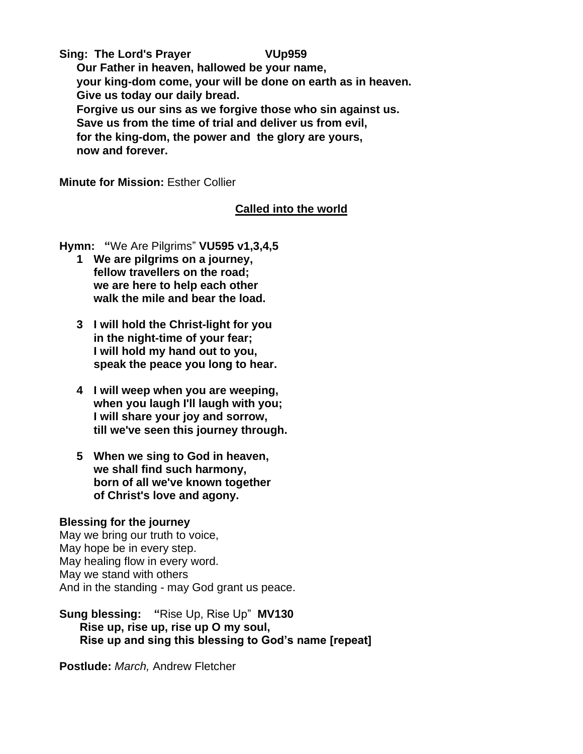**Sing: The Lord's Prayer VUp959**

**Our Father in heaven, hallowed be your name,**
**your king-dom come, your will be done on earth as in heaven.**
**Give us today our daily bread.**
**Forgive us our sins as we forgive those who sin against us.**
**Save us from the time of trial and deliver us from evil,**
**for the king-dom, the power and the glory are yours,**
**now and forever.**

**Minute for Mission:** Esther Collier

## Called into the world

**Hymn: "**We Are Pilgrims" **VU595 v1,3,4,5**

**1 We are pilgrims on a journey,**
**fellow travellers on the road;**
**we are here to help each other**
**walk the mile and bear the load.**

**3 I will hold the Christ-light for you**
**in the night-time of your fear;**
**I will hold my hand out to you,**
**speak the peace you long to hear.**

**4 I will weep when you are weeping,**
**when you laugh I'll laugh with you;**
**I will share your joy and sorrow,**
**till we've seen this journey through.**

**5 When we sing to God in heaven,**
**we shall find such harmony,**
**born of all we've known together**
**of Christ's love and agony.**

**Blessing for the journey**

May we bring our truth to voice,
May hope be in every step.
May healing flow in every word.
May we stand with others
And in the standing - may God grant us peace.

**Sung blessing: "**Rise Up, Rise Up" **MV130**

**Rise up, rise up, rise up O my soul,**
**Rise up and sing this blessing to God's name [repeat]**

**Postlude:** *March,* Andrew Fletcher